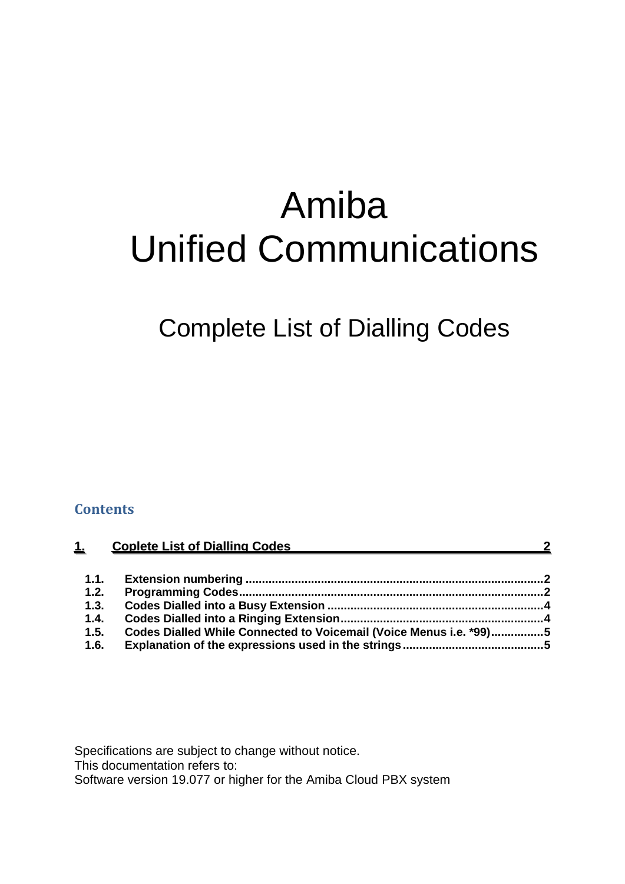# Amiba
# Unified Communications

## Complete List of Dialling Codes

**Contents**

**1. Coplete List of Dialling Codes ... 2**

- **1.1. Extension numbering ... 2**
- **1.2. Programming Codes ... 2**
- **1.3. Codes Dialled into a Busy Extension ... 4**
- **1.4. Codes Dialled into a Ringing Extension ... 4**
- **1.5. Codes Dialled While Connected to Voicemail (Voice Menus i.e. *99) ... 5**
- **1.6. Explanation of the expressions used in the strings ... 5**

Specifications are subject to change without notice.
This documentation refers to:
Software version 19.077 or higher for the Amiba Cloud PBX system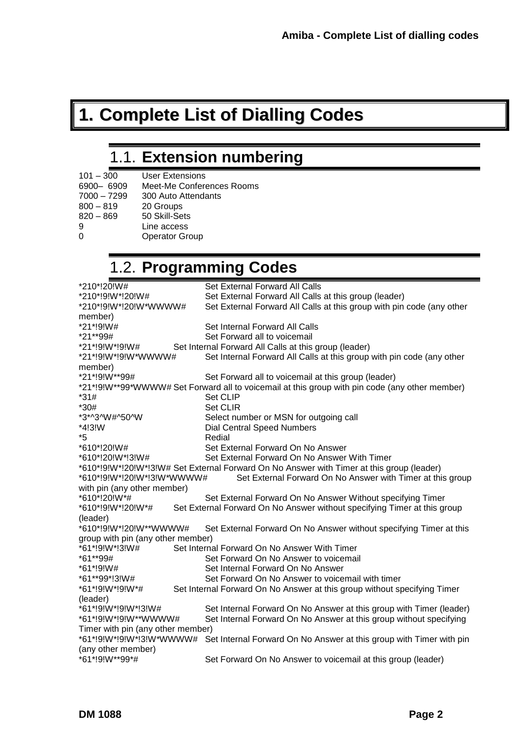# 1. Complete List of Dialling Codes

## 1.1. Extension numbering

| | |
|---|---|
| 101 – 300 | User Extensions |
| 6900– 6909 | Meet-Me Conferences Rooms |
| 7000 – 7299 | 300 Auto Attendants |
| 800 – 819 | 20 Groups |
| 820 – 869 | 50 Skill-Sets |
| 9 | Line access |
| 0 | Operator Group |

## 1.2. Programming Codes

| | |
|---|---|
| *210*!20!W# | Set External Forward All Calls |
| *210*!9!W*!20!W# | Set External Forward All Calls at this group (leader) |
| *210*!9!W*!20!W*WWWW# | Set External Forward All Calls at this group with pin code (any other member) |
| *21*!9!W# | Set Internal Forward All Calls |
| *21**99# | Set Forward all to voicemail |
| *21*!9!W*!9!W# | Set Internal Forward All Calls at this group (leader) |
| *21*!9!W*!9!W*WWWW# | Set Internal Forward All Calls at this group with pin code (any other member) |
| *21*!9!W**99# | Set Forward all to voicemail at this group (leader) |
| *21*!9!W**99*WWWW# | Set Forward all to voicemail at this group with pin code (any other member) |
| *31# | Set CLIP |
| *30# | Set CLIR |
| *3*^3^W#^50^W | Select number or MSN for outgoing call |
| *4!3!W | Dial Central Speed Numbers |
| *5 | Redial |
| *610*!20!W# | Set External Forward On No Answer |
| *610*!20!W*!3!W# | Set External Forward On No Answer With Timer |
| *610*!9!W*!20!W*!3!W# | Set External Forward On No Answer with Timer at this group (leader) |
| *610*!9!W*!20!W*!3!W*WWWW# | Set External Forward On No Answer with Timer at this group with pin (any other member) |
| *610*!20!W*# | Set External Forward On No Answer Without specifying Timer |
| *610*!9!W*!20!W*# | Set External Forward On No Answer without specifying Timer at this group (leader) |
| *610*!9!W*!20!W**WWWW# | Set External Forward On No Answer without specifying Timer at this group with pin (any other member) |
| *61*!9!W*!3!W# | Set Internal Forward On No Answer With Timer |
| *61**99# | Set Forward On No Answer to voicemail |
| *61*!9!W# | Set Internal Forward On No Answer |
| *61**99*!3!W# | Set Forward On No Answer to voicemail with timer |
| *61*!9!W*!9!W*# | Set Internal Forward On No Answer at this group without specifying Timer (leader) |
| *61*!9!W*!9!W*!3!W# | Set Internal Forward On No Answer at this group with Timer (leader) |
| *61*!9!W*!9!W**WWWW# | Set Internal Forward On No Answer at this group without specifying Timer with pin (any other member) |
| *61*!9!W*!9!W*!3!W*WWWW# | Set Internal Forward On No Answer at this group with Timer with pin (any other member) |
| *61*!9!W**99*# | Set Forward On No Answer to voicemail at this group (leader) |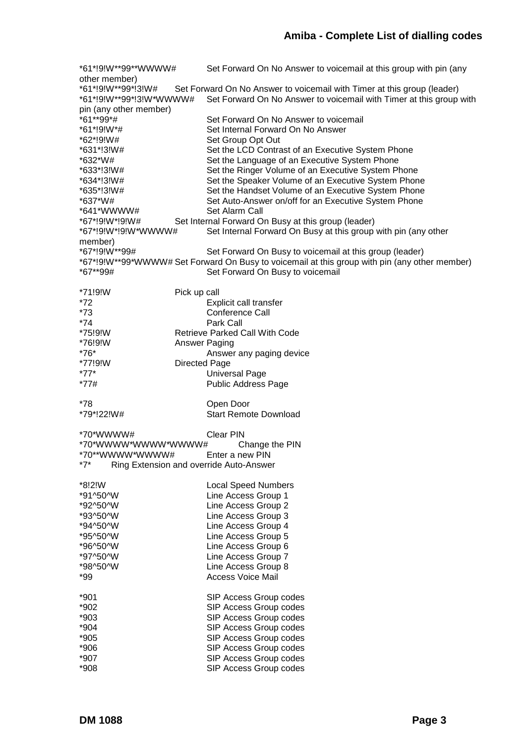| Code | Description |
|---|---|
| *61*!9!W**99**WWWW# | Set Forward On No Answer to voicemail at this group with pin (any other member) |
| *61*!9!W**99*!3!W# | Set Forward On No Answer to voicemail with Timer at this group (leader) |
| *61*!9!W**99*!3!W*WWWW# | Set Forward On No Answer to voicemail with Timer at this group with pin (any other member) |
| *61**99*# | Set Forward On No Answer to voicemail |
| *61*!9!W*# | Set Internal Forward On No Answer |
| *62*!9!W# | Set Group Opt Out |
| *631*!3!W# | Set the LCD Contrast of an Executive System Phone |
| *632*W# | Set the Language of an Executive System Phone |
| *633*!3!W# | Set the Ringer Volume of an Executive System Phone |
| *634*!3!W# | Set the Speaker Volume of an Executive System Phone |
| *635*!3!W# | Set the Handset Volume of an Executive System Phone |
| *637*W# | Set Auto-Answer on/off for an Executive System Phone |
| *641*WWWW# | Set Alarm Call |
| *67*!9!W*!9!W# | Set Internal Forward On Busy at this group (leader) |
| *67*!9!W*!9!W*WWWW# | Set Internal Forward On Busy at this group with pin (any other member) |
| *67*!9!W**99# | Set Forward On Busy to voicemail at this group (leader) |
| *67*!9!W**99*WWWW# | Set Forward On Busy to voicemail at this group with pin (any other member) |
| *67**99# | Set Forward On Busy to voicemail |
| | |
| *71!9!W | Pick up call |
| *72 | Explicit call transfer |
| *73 | Conference Call |
| *74 | Park Call |
| *75!9!W | Retrieve Parked Call With Code |
| *76!9!W | Answer Paging |
| *76* | Answer any paging device |
| *77!9!W | Directed Page |
| *77* | Universal Page |
| *77# | Public Address Page |
| | |
| *78 | Open Door |
| *79*!22!W# | Start Remote Download |
| | |
| *70*WWWW# | Clear PIN |
| *70*WWWW*WWWW*WWWW# | Change the PIN |
| *70**WWWW*WWWW# | Enter a new PIN |
| *7* | Ring Extension and override Auto-Answer |
| | |
| *8!2!W | Local Speed Numbers |
| *91^50^W | Line Access Group 1 |
| *92^50^W | Line Access Group 2 |
| *93^50^W | Line Access Group 3 |
| *94^50^W | Line Access Group 4 |
| *95^50^W | Line Access Group 5 |
| *96^50^W | Line Access Group 6 |
| *97^50^W | Line Access Group 7 |
| *98^50^W | Line Access Group 8 |
| *99 | Access Voice Mail |
| | |
| *901 | SIP Access Group codes |
| *902 | SIP Access Group codes |
| *903 | SIP Access Group codes |
| *904 | SIP Access Group codes |
| *905 | SIP Access Group codes |
| *906 | SIP Access Group codes |
| *907 | SIP Access Group codes |
| *908 | SIP Access Group codes |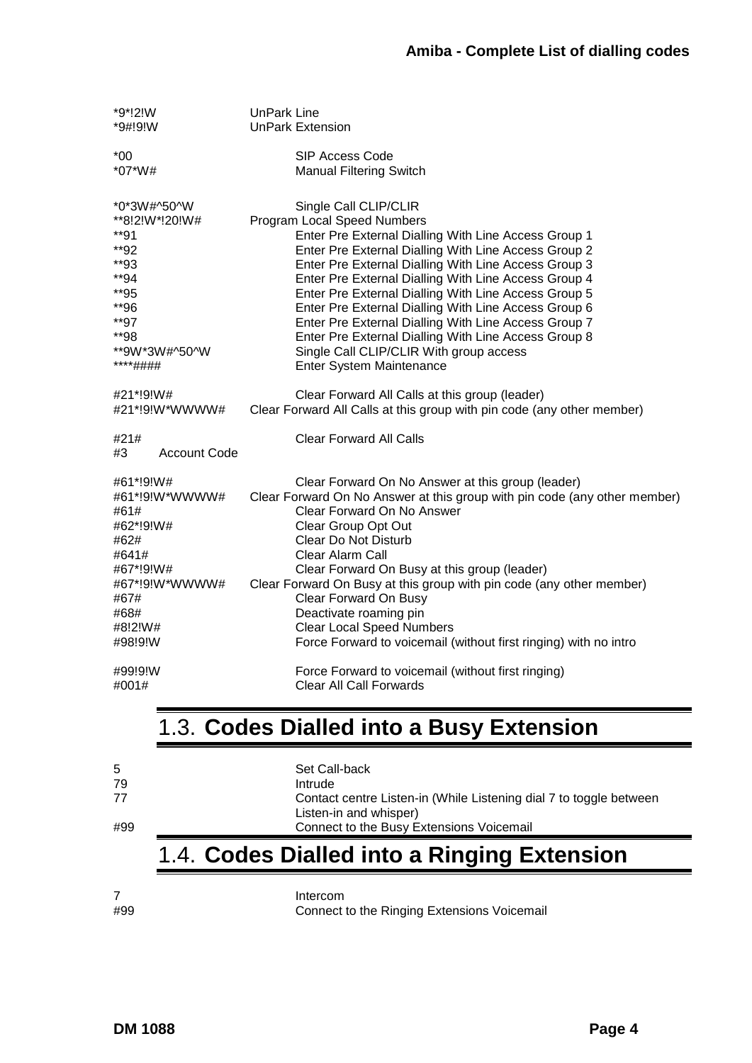| | |
|---|---|
| *9*!2!W | UnPark Line |
| *9#!9!W | UnPark Extension |
| | |
| *00 | SIP Access Code |
| *07*W# | Manual Filtering Switch |
| | |
| *0*3W#^50^W | Single Call CLIP/CLIR |
| **8!2!W*!20!W# | Program Local Speed Numbers |
| **91 | Enter Pre External Dialling With Line Access Group 1 |
| **92 | Enter Pre External Dialling With Line Access Group 2 |
| **93 | Enter Pre External Dialling With Line Access Group 3 |
| **94 | Enter Pre External Dialling With Line Access Group 4 |
| **95 | Enter Pre External Dialling With Line Access Group 5 |
| **96 | Enter Pre External Dialling With Line Access Group 6 |
| **97 | Enter Pre External Dialling With Line Access Group 7 |
| **98 | Enter Pre External Dialling With Line Access Group 8 |
| **9W*3W#^50^W | Single Call CLIP/CLIR With group access |
| ****#### | Enter System Maintenance |
| | |
| #21*!9!W# | Clear Forward All Calls at this group (leader) |
| #21*!9!W*WWWW# | Clear Forward All Calls at this group with pin code (any other member) |
| | |
| #21# | Clear Forward All Calls |
| #3 Account Code | |
| | |
| #61*!9!W# | Clear Forward On No Answer at this group (leader) |
| #61*!9!W*WWWW# | Clear Forward On No Answer at this group with pin code (any other member) |
| #61# | Clear Forward On No Answer |
| #62*!9!W# | Clear Group Opt Out |
| #62# | Clear Do Not Disturb |
| #641# | Clear Alarm Call |
| #67*!9!W# | Clear Forward On Busy at this group (leader) |
| #67*!9!W*WWWW# | Clear Forward On Busy at this group with pin code (any other member) |
| #67# | Clear Forward On Busy |
| #68# | Deactivate roaming pin |
| #8!2!W# | Clear Local Speed Numbers |
| #98!9!W | Force Forward to voicemail (without first ringing) with no intro |
| | |
| #99!9!W | Force Forward to voicemail (without first ringing) |
| #001# | Clear All Call Forwards |

## 1.3. **Codes Dialled into a Busy Extension**

| | |
|---|---|
| 5 | Set Call-back |
| 79 | Intrude |
| 77 | Contact centre Listen-in (While Listening dial 7 to toggle between Listen-in and whisper) |
| #99 | Connect to the Busy Extensions Voicemail |

## 1.4. **Codes Dialled into a Ringing Extension**

| | |
|---|---|
| 7 | Intercom |
| #99 | Connect to the Ringing Extensions Voicemail |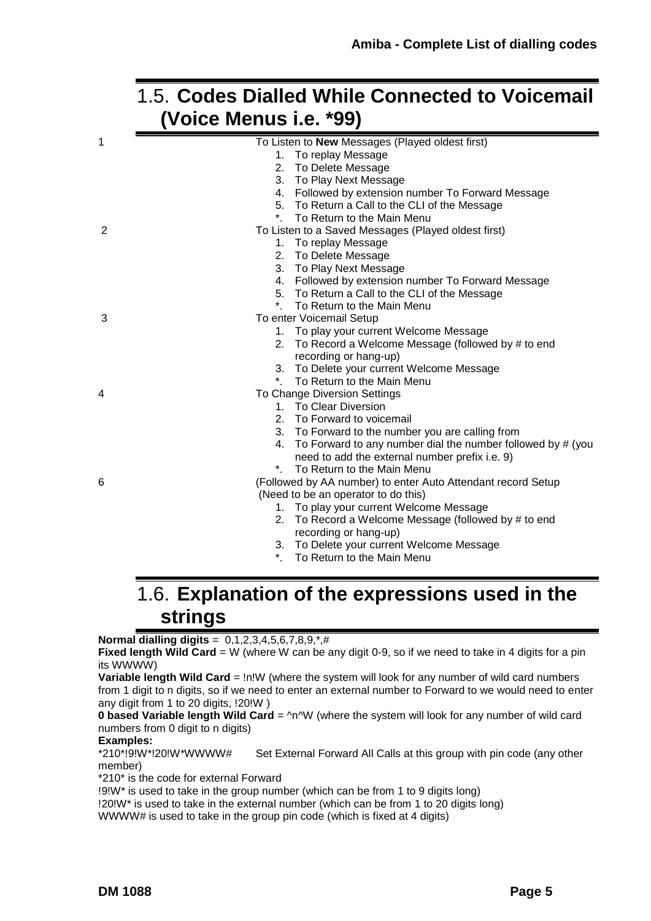## 1.5. Codes Dialled While Connected to Voicemail (Voice Menus i.e. *99)

| Code | Description |
|---|---|
| 1 | To Listen to **New** Messages (Played oldest first)<br>1. To replay Message<br>2. To Delete Message<br>3. To Play Next Message<br>4. Followed by extension number To Forward Message<br>5. To Return a Call to the CLI of the Message<br>*. To Return to the Main Menu |
| 2 | To Listen to a Saved Messages (Played oldest first)<br>1. To replay Message<br>2. To Delete Message<br>3. To Play Next Message<br>4. Followed by extension number To Forward Message<br>5. To Return a Call to the CLI of the Message<br>*. To Return to the Main Menu |
| 3 | To enter Voicemail Setup<br>1. To play your current Welcome Message<br>2. To Record a Welcome Message (followed by # to end recording or hang-up)<br>3. To Delete your current Welcome Message<br>*. To Return to the Main Menu |
| 4 | To Change Diversion Settings<br>1. To Clear Diversion<br>2. To Forward to voicemail<br>3. To Forward to the number you are calling from<br>4. To Forward to any number dial the number followed by # (you need to add the external number prefix i.e. 9)<br>*. To Return to the Main Menu |
| 6 | (Followed by AA number) to enter Auto Attendant record Setup (Need to be an operator to do this)<br>1. To play your current Welcome Message<br>2. To Record a Welcome Message (followed by # to end recording or hang-up)<br>3. To Delete your current Welcome Message<br>*. To Return to the Main Menu |

## 1.6. Explanation of the expressions used in the strings

**Normal dialling digits** = 0,1,2,3,4,5,6,7,8,9,*,#
**Fixed length Wild Card** = W (where W can be any digit 0-9, so if we need to take in 4 digits for a pin its WWWW)
**Variable length Wild Card** = !n!W (where the system will look for any number of wild card numbers from 1 digit to n digits, so if we need to enter an external number to Forward to we would need to enter any digit from 1 to 20 digits, !20!W )
**0 based Variable length Wild Card** = ^n^W (where the system will look for any number of wild card numbers from 0 digit to n digits)

**Examples:**

*210*!9!W*!20!W*WWWW# Set External Forward All Calls at this group with pin code (any other member)
*210* is the code for external Forward
!9!W* is used to take in the group number (which can be from 1 to 9 digits long)
!20!W* is used to take in the external number (which can be from 1 to 20 digits long)
WWWW# is used to take in the group pin code (which is fixed at 4 digits)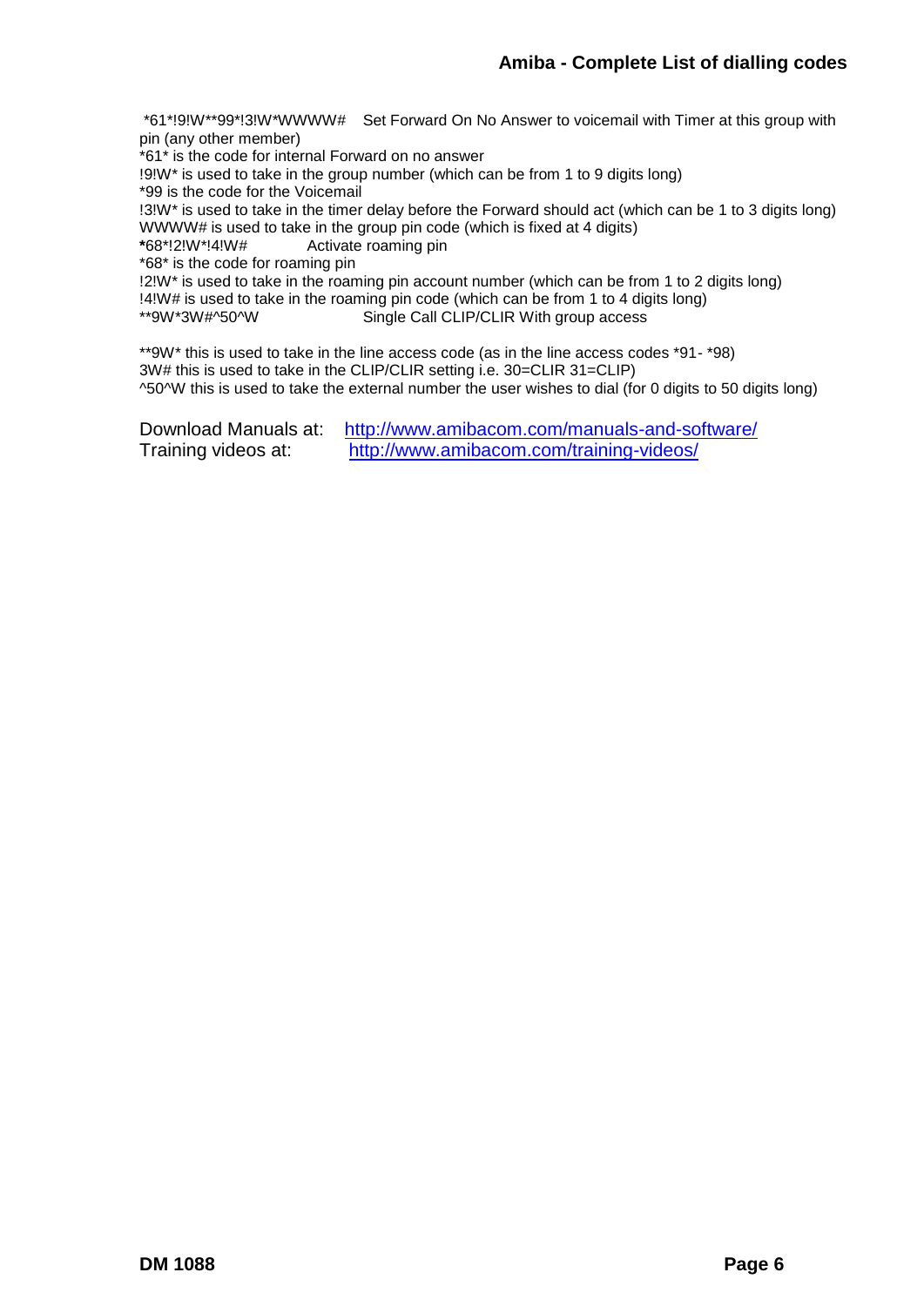*61*!9!W**99*!3!W*WWWW#    Set Forward On No Answer to voicemail with Timer at this group with pin (any other member)

*61* is the code for internal Forward on no answer

!9!W* is used to take in the group number (which can be from 1 to 9 digits long)

*99 is the code for the Voicemail

!3!W* is used to take in the timer delay before the Forward should act (which can be 1 to 3 digits long)

WWWW# is used to take in the group pin code (which is fixed at 4 digits)

**\***68*!2!W*!4!W#    Activate roaming pin

*68* is the code for roaming pin

!2!W* is used to take in the roaming pin account number (which can be from 1 to 2 digits long)

!4!W# is used to take in the roaming pin code (which can be from 1 to 4 digits long)

**9W*3W#^50^W    Single Call CLIP/CLIR With group access

**9W* this is used to take in the line access code (as in the line access codes *91- *98)

3W# this is used to take in the CLIP/CLIR setting i.e. 30=CLIR 31=CLIP)

^50^W this is used to take the external number the user wishes to dial (for 0 digits to 50 digits long)

Download Manuals at: http://www.amibacom.com/manuals-and-software/

Training videos at: http://www.amibacom.com/training-videos/